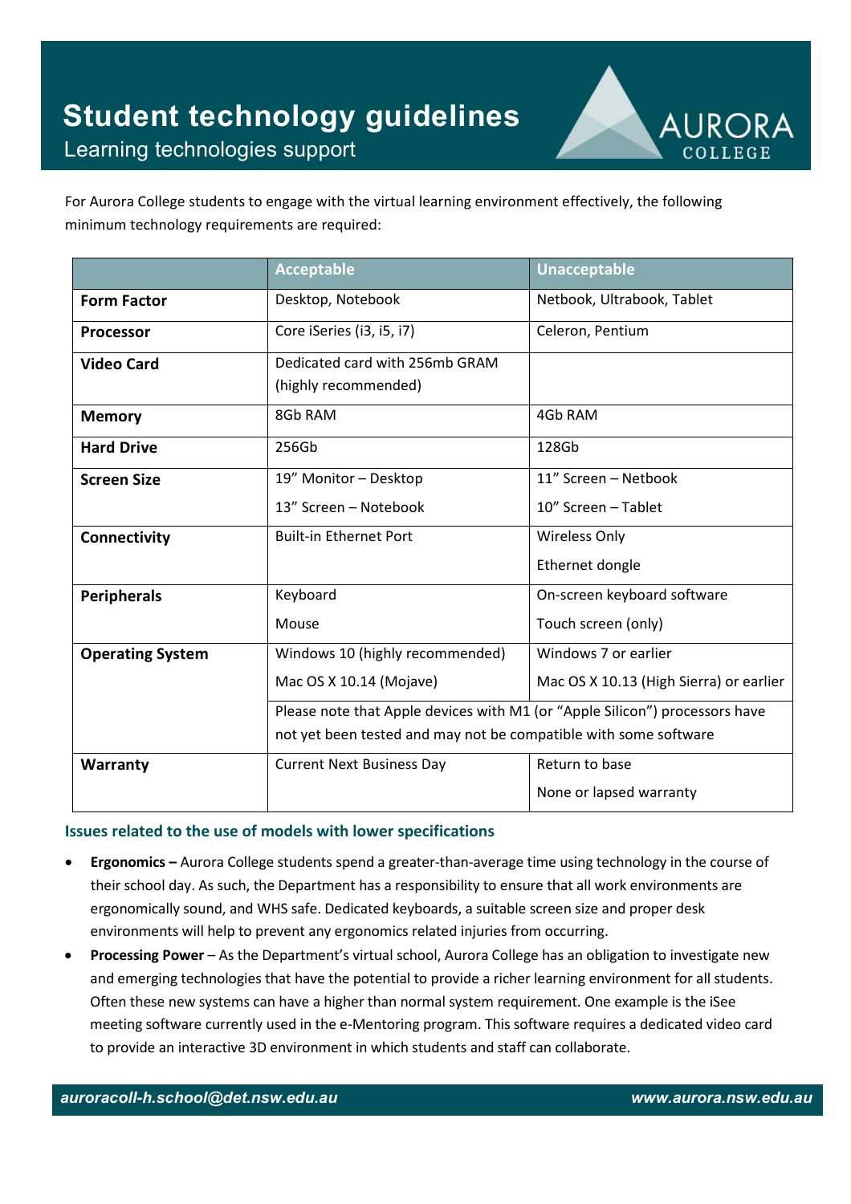# Student technology guidelines

Learning technologies support

For Aurora College students to engage with the virtual learning environment effectively, the following minimum technology requirements are required:

| | Acceptable | Unacceptable |
|---|---|---|
| **Form Factor** | Desktop, Notebook | Netbook, Ultrabook, Tablet |
| **Processor** | Core iSeries (i3, i5, i7) | Celeron, Pentium |
| **Video Card** | Dedicated card with 256mb GRAM (highly recommended) | |
| **Memory** | 8Gb RAM | 4Gb RAM |
| **Hard Drive** | 256Gb | 128Gb |
| **Screen Size** | 19" Monitor – Desktop<br>13" Screen – Notebook | 11" Screen – Netbook<br>10" Screen – Tablet |
| **Connectivity** | Built-in Ethernet Port | Wireless Only<br>Ethernet dongle |
| **Peripherals** | Keyboard<br>Mouse | On-screen keyboard software<br>Touch screen (only) |
| **Operating System** | Windows 10 (highly recommended)<br>Mac OS X 10.14 (Mojave) | Windows 7 or earlier<br>Mac OS X 10.13 (High Sierra) or earlier |
| | Please note that Apple devices with M1 (or "Apple Silicon") processors have not yet been tested and may not be compatible with some software | |
| **Warranty** | Current Next Business Day | Return to base<br>None or lapsed warranty |

### Issues related to the use of models with lower specifications

- **Ergonomics –** Aurora College students spend a greater-than-average time using technology in the course of their school day. As such, the Department has a responsibility to ensure that all work environments are ergonomically sound, and WHS safe. Dedicated keyboards, a suitable screen size and proper desk environments will help to prevent any ergonomics related injuries from occurring.
- **Processing Power** – As the Department's virtual school, Aurora College has an obligation to investigate new and emerging technologies that have the potential to provide a richer learning environment for all students. Often these new systems can have a higher than normal system requirement. One example is the iSee meeting software currently used in the e-Mentoring program. This software requires a dedicated video card to provide an interactive 3D environment in which students and staff can collaborate.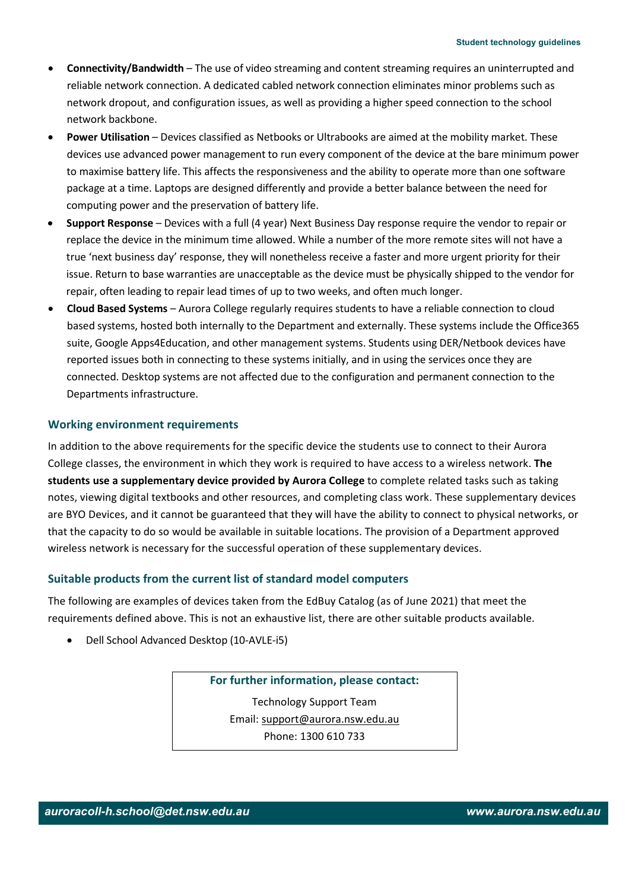- **Connectivity/Bandwidth** – The use of video streaming and content streaming requires an uninterrupted and reliable network connection. A dedicated cabled network connection eliminates minor problems such as network dropout, and configuration issues, as well as providing a higher speed connection to the school network backbone.
- **Power Utilisation** – Devices classified as Netbooks or Ultrabooks are aimed at the mobility market. These devices use advanced power management to run every component of the device at the bare minimum power to maximise battery life. This affects the responsiveness and the ability to operate more than one software package at a time. Laptops are designed differently and provide a better balance between the need for computing power and the preservation of battery life.
- **Support Response** – Devices with a full (4 year) Next Business Day response require the vendor to repair or replace the device in the minimum time allowed. While a number of the more remote sites will not have a true 'next business day' response, they will nonetheless receive a faster and more urgent priority for their issue. Return to base warranties are unacceptable as the device must be physically shipped to the vendor for repair, often leading to repair lead times of up to two weeks, and often much longer.
- **Cloud Based Systems** – Aurora College regularly requires students to have a reliable connection to cloud based systems, hosted both internally to the Department and externally. These systems include the Office365 suite, Google Apps4Education, and other management systems. Students using DER/Netbook devices have reported issues both in connecting to these systems initially, and in using the services once they are connected. Desktop systems are not affected due to the configuration and permanent connection to the Departments infrastructure.

### Working environment requirements

In addition to the above requirements for the specific device the students use to connect to their Aurora College classes, the environment in which they work is required to have access to a wireless network. **The students use a supplementary device provided by Aurora College** to complete related tasks such as taking notes, viewing digital textbooks and other resources, and completing class work. These supplementary devices are BYO Devices, and it cannot be guaranteed that they will have the ability to connect to physical networks, or that the capacity to do so would be available in suitable locations. The provision of a Department approved wireless network is necessary for the successful operation of these supplementary devices.

### Suitable products from the current list of standard model computers

The following are examples of devices taken from the EdBuy Catalog (as of June 2021) that meet the requirements defined above. This is not an exhaustive list, there are other suitable products available.

- Dell School Advanced Desktop (10-AVLE-i5)

**For further information, please contact:**

Technology Support Team
Email: support@aurora.nsw.edu.au
Phone: 1300 610 733